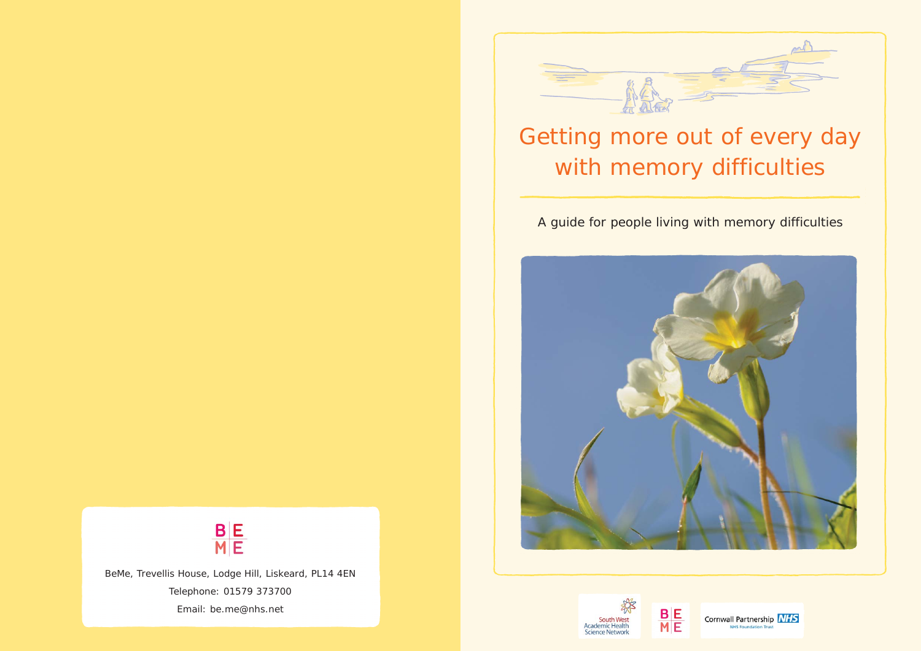# Getting more out of every day with memory difficulties

A guide for people living with memory difficulties

South West Academic Health Science Network

BE ME

Cornwall Partnership NHS Foundation Trust

BE ME

BeMe, Trevellis House, Lodge Hill, Liskeard, PL14 4EN

Telephone: 01579 373700

Email: be.me@nhs.net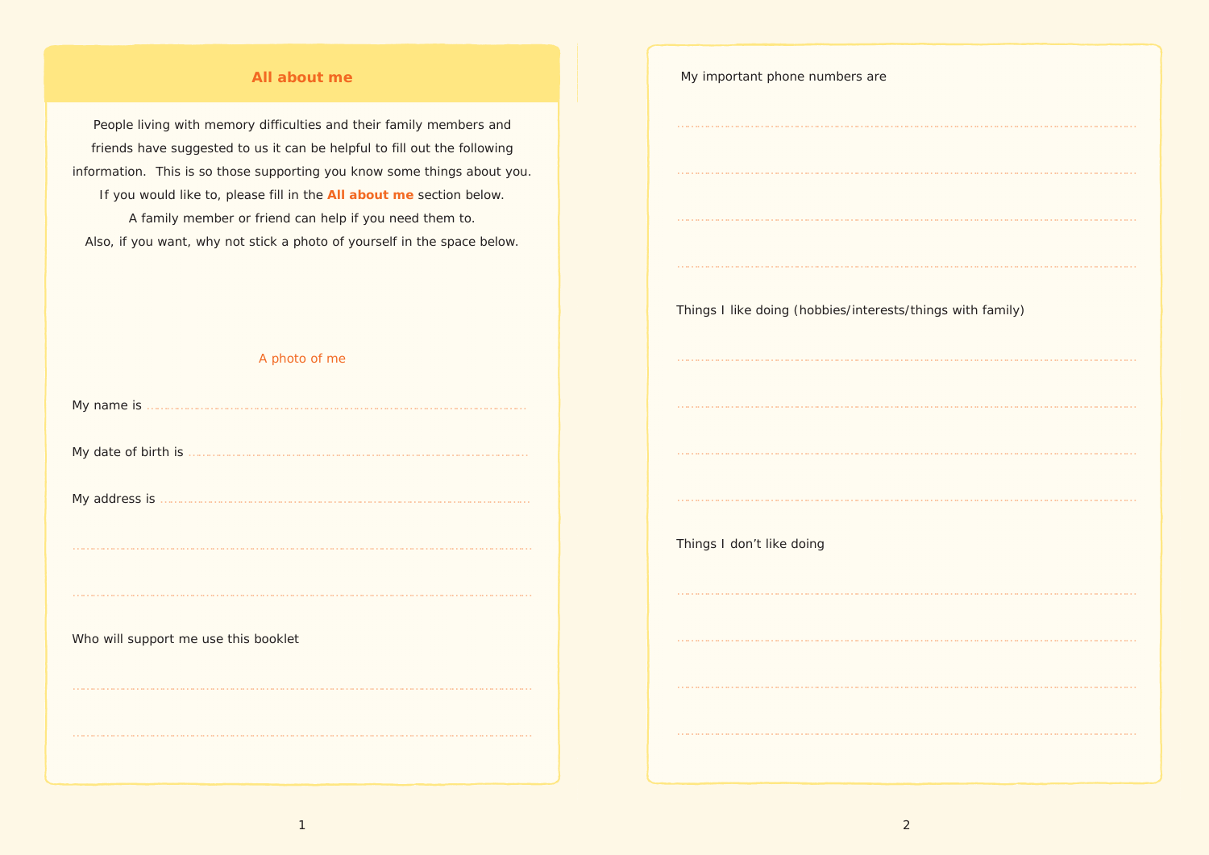## All about me

People living with memory difficulties and their family members and friends have suggested to us it can be helpful to fill out the following information. This is so those supporting you know some things about you. If you would like to, please fill in the **All about me** section below. A family member or friend can help if you need them to. Also, if you want, why not stick a photo of yourself in the space below.

A photo of me

My name is ..........................................................................................

My date of birth is ..................................................................................

My address is .........................................................................................

..........................................................................................................

..........................................................................................................

Who will support me use this booklet

..........................................................................................................

..........................................................................................................

My important phone numbers are

..........................................................................................................

..........................................................................................................

..........................................................................................................

..........................................................................................................

Things I like doing (hobbies/interests/things with family)

..........................................................................................................

..........................................................................................................

..........................................................................................................

..........................................................................................................

Things I don’t like doing

..........................................................................................................

..........................................................................................................

..........................................................................................................

..........................................................................................................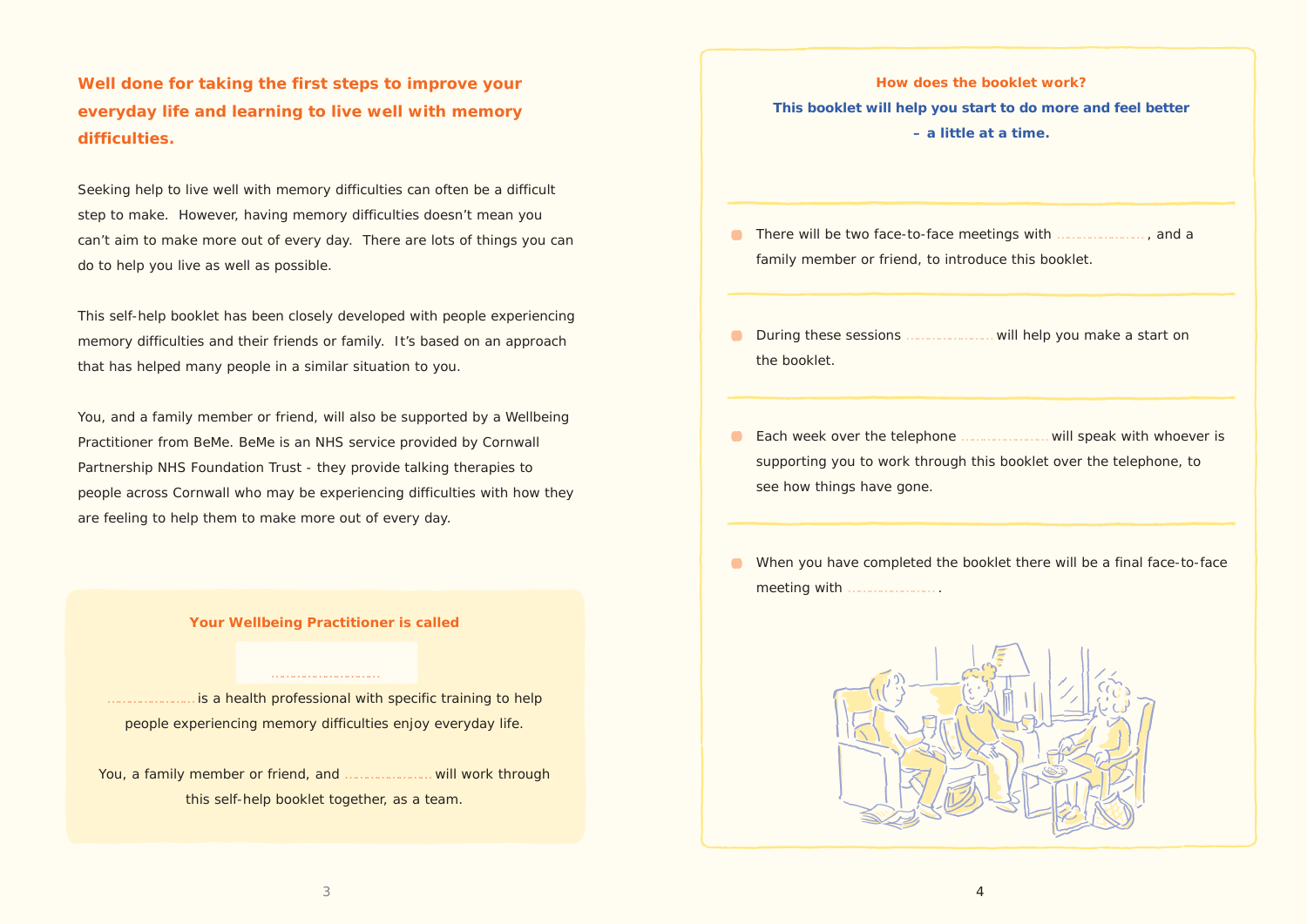## Well done for taking the first steps to improve your everyday life and learning to live well with memory difficulties.

Seeking help to live well with memory difficulties can often be a difficult step to make. However, having memory difficulties doesn't mean you can't aim to make more out of every day. There are lots of things you can do to help you live as well as possible.

This self-help booklet has been closely developed with people experiencing memory difficulties and their friends or family. It's based on an approach that has helped many people in a similar situation to you.

You, and a family member or friend, will also be supported by a Wellbeing Practitioner from BeMe. BeMe is an NHS service provided by Cornwall Partnership NHS Foundation Trust - they provide talking therapies to people across Cornwall who may be experiencing difficulties with how they are feeling to help them to make more out of every day.

**Your Wellbeing Practitioner is called**

........................

.................... is a health professional with specific training to help people experiencing memory difficulties enjoy everyday life.

You, a family member or friend, and .................... will work through this self-help booklet together, as a team.

**How does the booklet work?**

**This booklet will help you start to do more and feel better – a little at a time.**

- There will be two face-to-face meetings with ...................., and a family member or friend, to introduce this booklet.
- During these sessions .................... will help you make a start on the booklet.
- Each week over the telephone .................... will speak with whoever is supporting you to work through this booklet over the telephone, to see how things have gone.
- When you have completed the booklet there will be a final face-to-face meeting with .....................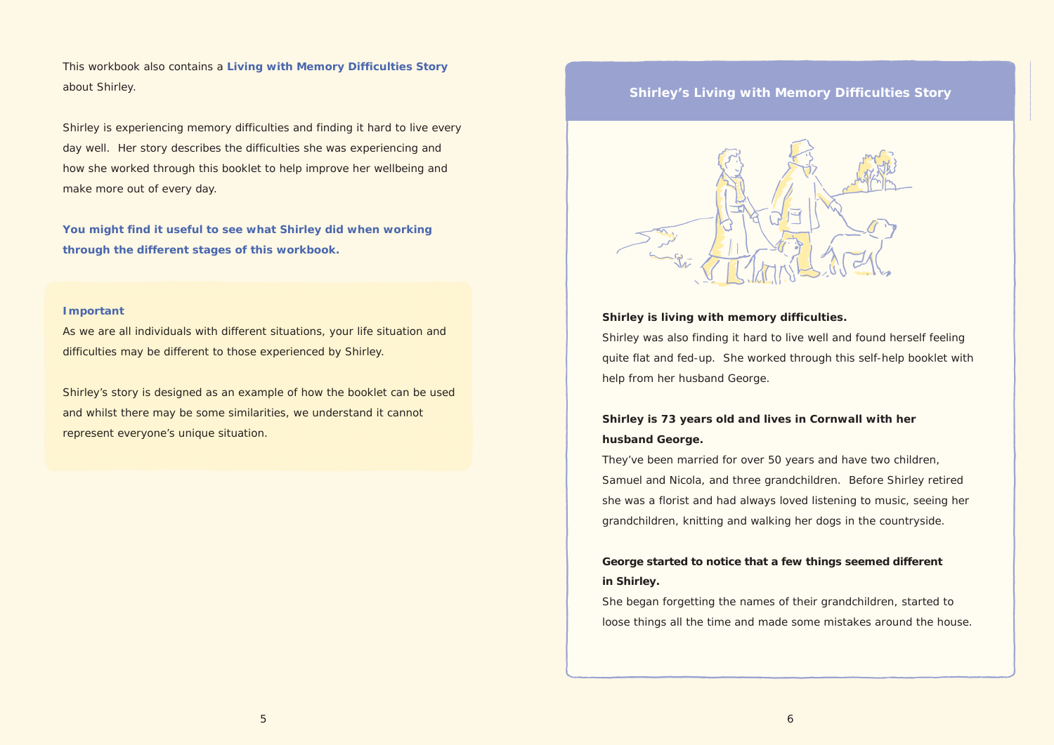This workbook also contains a **Living with Memory Difficulties Story** about Shirley.

Shirley is experiencing memory difficulties and finding it hard to live every day well. Her story describes the difficulties she was experiencing and how she worked through this booklet to help improve her wellbeing and make more out of every day.

**You might find it useful to see what Shirley did when working through the different stages of this workbook.**

**Important**

As we are all individuals with different situations, your life situation and difficulties may be different to those experienced by Shirley.

Shirley's story is designed as an example of how the booklet can be used and whilst there may be some similarities, we understand it cannot represent everyone's unique situation.

## Shirley's Living with Memory Difficulties Story

**Shirley is living with memory difficulties.**

Shirley was also finding it hard to live well and found herself feeling quite flat and fed-up. She worked through this self-help booklet with help from her husband George.

**Shirley is 73 years old and lives in Cornwall with her husband George.**

They've been married for over 50 years and have two children, Samuel and Nicola, and three grandchildren. Before Shirley retired she was a florist and had always loved listening to music, seeing her grandchildren, knitting and walking her dogs in the countryside.

**George started to notice that a few things seemed different in Shirley.**

She began forgetting the names of their grandchildren, started to loose things all the time and made some mistakes around the house.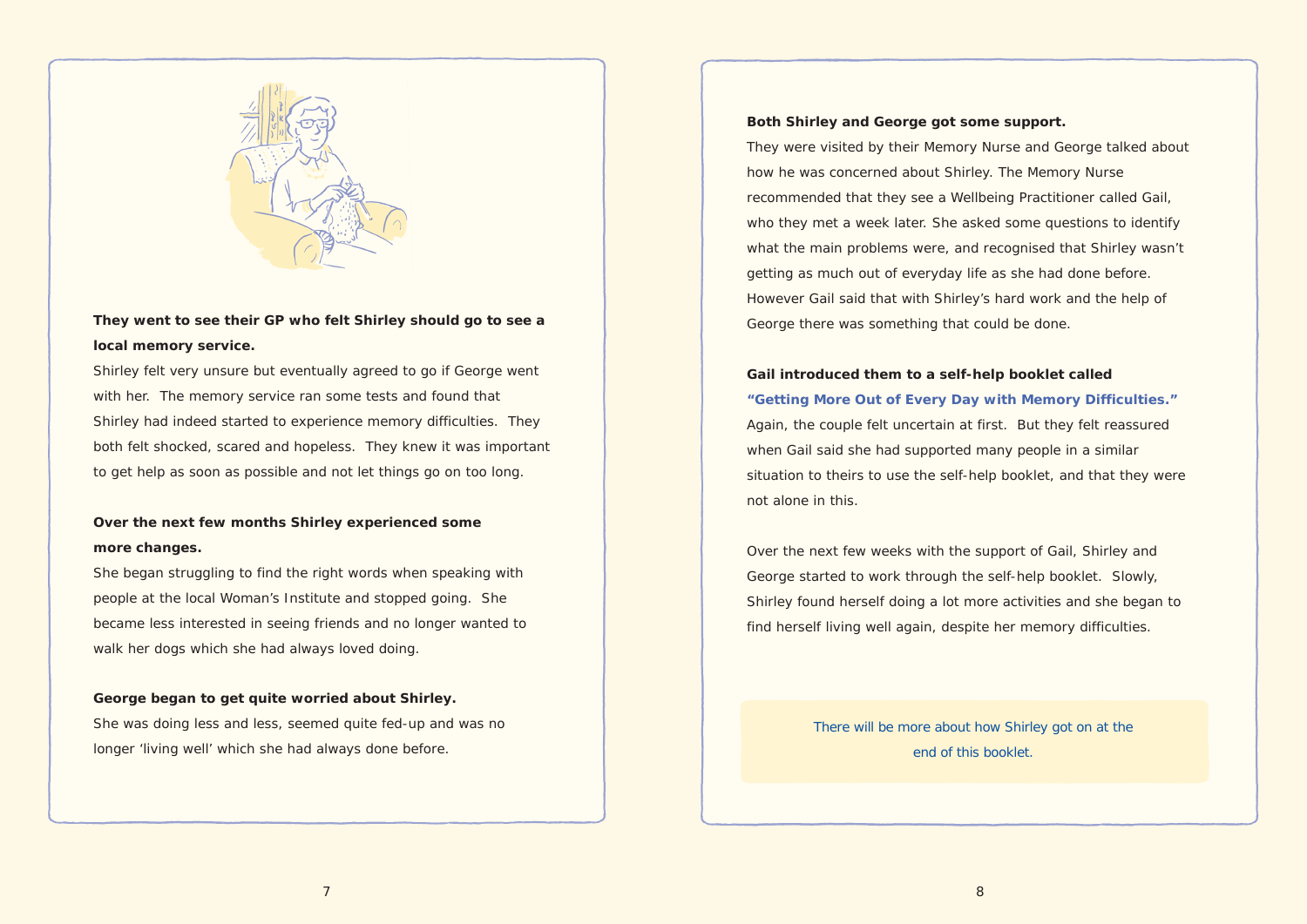**They went to see their GP who felt Shirley should go to see a local memory service.**

Shirley felt very unsure but eventually agreed to go if George went with her. The memory service ran some tests and found that Shirley had indeed started to experience memory difficulties. They both felt shocked, scared and hopeless. They knew it was important to get help as soon as possible and not let things go on too long.

**Over the next few months Shirley experienced some more changes.**

She began struggling to find the right words when speaking with people at the local Woman's Institute and stopped going. She became less interested in seeing friends and no longer wanted to walk her dogs which she had always loved doing.

**George began to get quite worried about Shirley.**

She was doing less and less, seemed quite fed-up and was no longer 'living well' which she had always done before.

**Both Shirley and George got some support.**

They were visited by their Memory Nurse and George talked about how he was concerned about Shirley. The Memory Nurse recommended that they see a Wellbeing Practitioner called Gail, who they met a week later. She asked some questions to identify what the main problems were, and recognised that Shirley wasn't getting as much out of everyday life as she had done before. However Gail said that with Shirley's hard work and the help of George there was something that could be done.

**Gail introduced them to a self-help booklet called "Getting More Out of Every Day with Memory Difficulties."**

Again, the couple felt uncertain at first. But they felt reassured when Gail said she had supported many people in a similar situation to theirs to use the self-help booklet, and that they were not alone in this.

Over the next few weeks with the support of Gail, Shirley and George started to work through the self-help booklet. Slowly, Shirley found herself doing a lot more activities and she began to find herself living well again, despite her memory difficulties.

There will be more about how Shirley got on at the end of this booklet.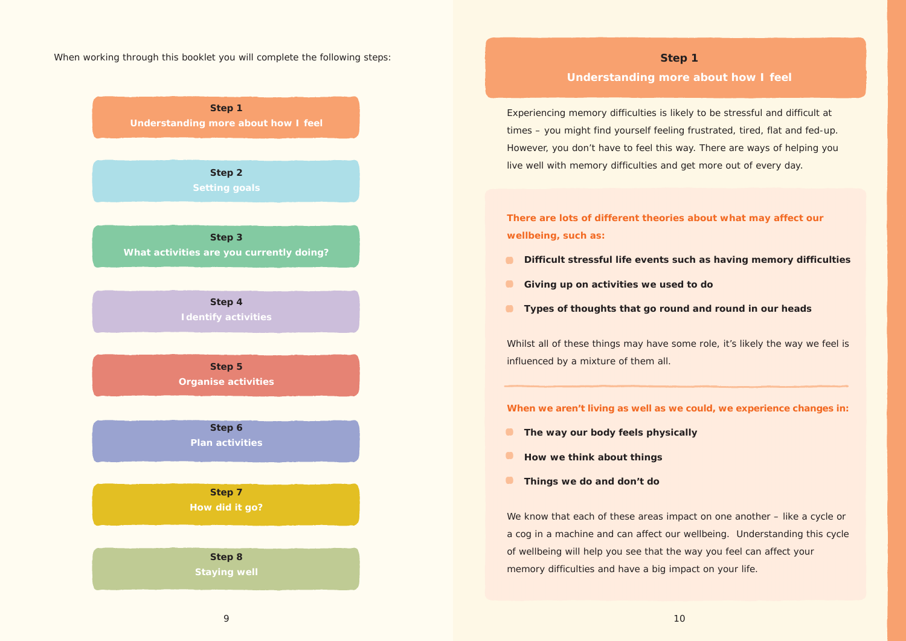When working through this booklet you will complete the following steps:

**Step 1**
**Understanding more about how I feel**

**Step 2**
**Setting goals**

**Step 3**
**What activities are you currently doing?**

**Step 4**
**Identify activities**

**Step 5**
**Organise activities**

**Step 6**
**Plan activities**

**Step 7**
**How did it go?**

**Step 8**
**Staying well**

## Step 1
## Understanding more about how I feel

Experiencing memory difficulties is likely to be stressful and difficult at times – you might find yourself feeling frustrated, tired, flat and fed-up. However, you don't have to feel this way. There are ways of helping you live well with memory difficulties and get more out of every day.

**There are lots of different theories about what may affect our wellbeing, such as:**

- **Difficult stressful life events such as having memory difficulties**
- **Giving up on activities we used to do**
- **Types of thoughts that go round and round in our heads**

Whilst all of these things may have some role, it's likely the way we feel is influenced by a mixture of them all.

**When we aren't living as well as we could, we experience changes in:**

- **The way our body feels physically**
- **How we think about things**
- **Things we do and don't do**

We know that each of these areas impact on one another – like a cycle or a cog in a machine and can affect our wellbeing. Understanding this cycle of wellbeing will help you see that the way you feel can affect your memory difficulties and have a big impact on your life.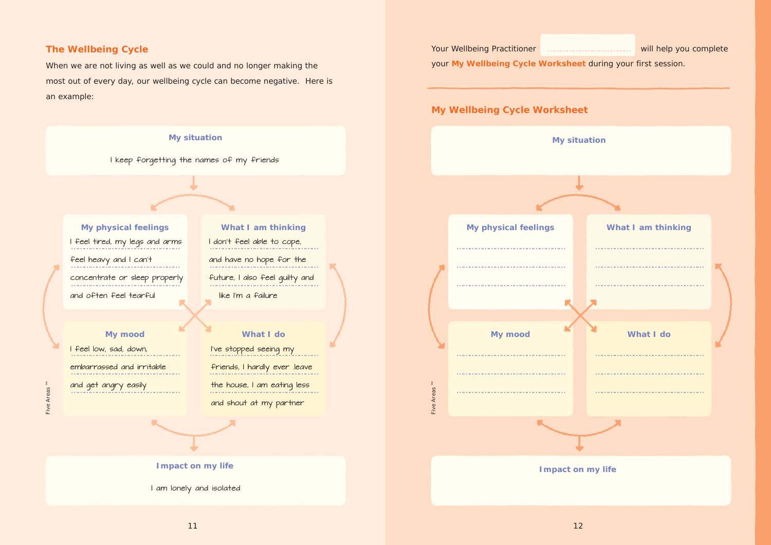## The Wellbeing Cycle

When we are not living as well as we could and no longer making the most out of every day, our wellbeing cycle can become negative. Here is an example:

**My situation**

I keep forgetting the names of my friends

**My physical feelings**

I feel tired, my legs and arms feel heavy and I can't concentrate or sleep properly and often feel tearful

**What I am thinking**

I don't feel able to cope, and have no hope for the future, I also feel guilty and like I'm a failure

**My mood**

I feel low, sad, down, embarrassed and irritable and get angry easily

**What I do**

I've stopped seeing my friends, I hardly ever leave the house, I am eating less and shout at my partner

**Impact on my life**

I am lonely and isolated

Five Areas ™

Your Wellbeing Practitioner .............................. will help you complete your **My Wellbeing Cycle Worksheet** during your first session.

---

## My Wellbeing Cycle Worksheet

**My situation**

**My physical feelings**

..........................................

..........................................

..........................................

**What I am thinking**

..........................................

..........................................

..........................................

**My mood**

..........................................

..........................................

..........................................

**What I do**

..........................................

..........................................

..........................................

**Impact on my life**

Five Areas ™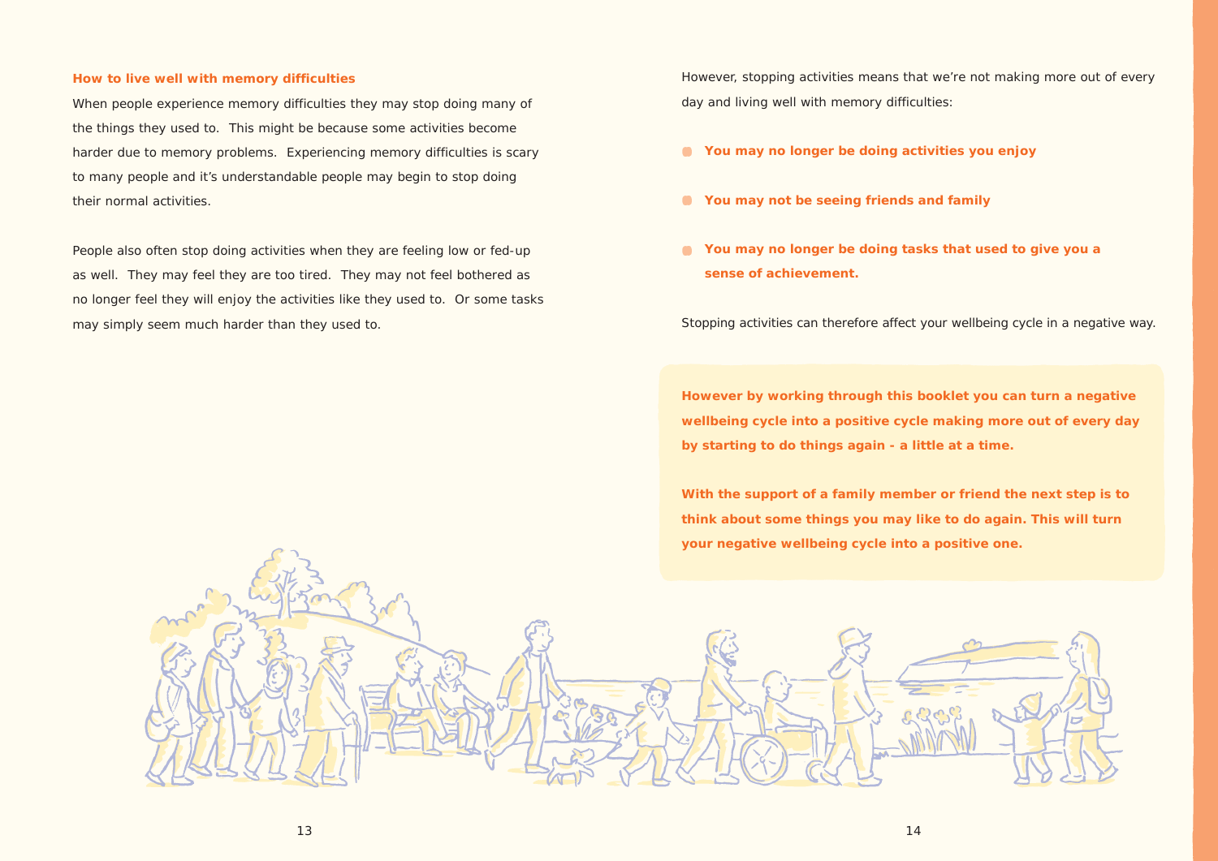## How to live well with memory difficulties

When people experience memory difficulties they may stop doing many of the things they used to. This might be because some activities become harder due to memory problems. Experiencing memory difficulties is scary to many people and it's understandable people may begin to stop doing their normal activities.

People also often stop doing activities when they are feeling low or fed-up as well. They may feel they are too tired. They may not feel bothered as no longer feel they will enjoy the activities like they used to. Or some tasks may simply seem much harder than they used to.

However, stopping activities means that we're not making more out of every day and living well with memory difficulties:

- **You may no longer be doing activities you enjoy**
- **You may not be seeing friends and family**
- **You may no longer be doing tasks that used to give you a sense of achievement.**

Stopping activities can therefore affect your wellbeing cycle in a negative way.

**However by working through this booklet you can turn a negative wellbeing cycle into a positive cycle making more out of every day by starting to do things again - a little at a time.**

**With the support of a family member or friend the next step is to think about some things you may like to do again. This will turn your negative wellbeing cycle into a positive one.**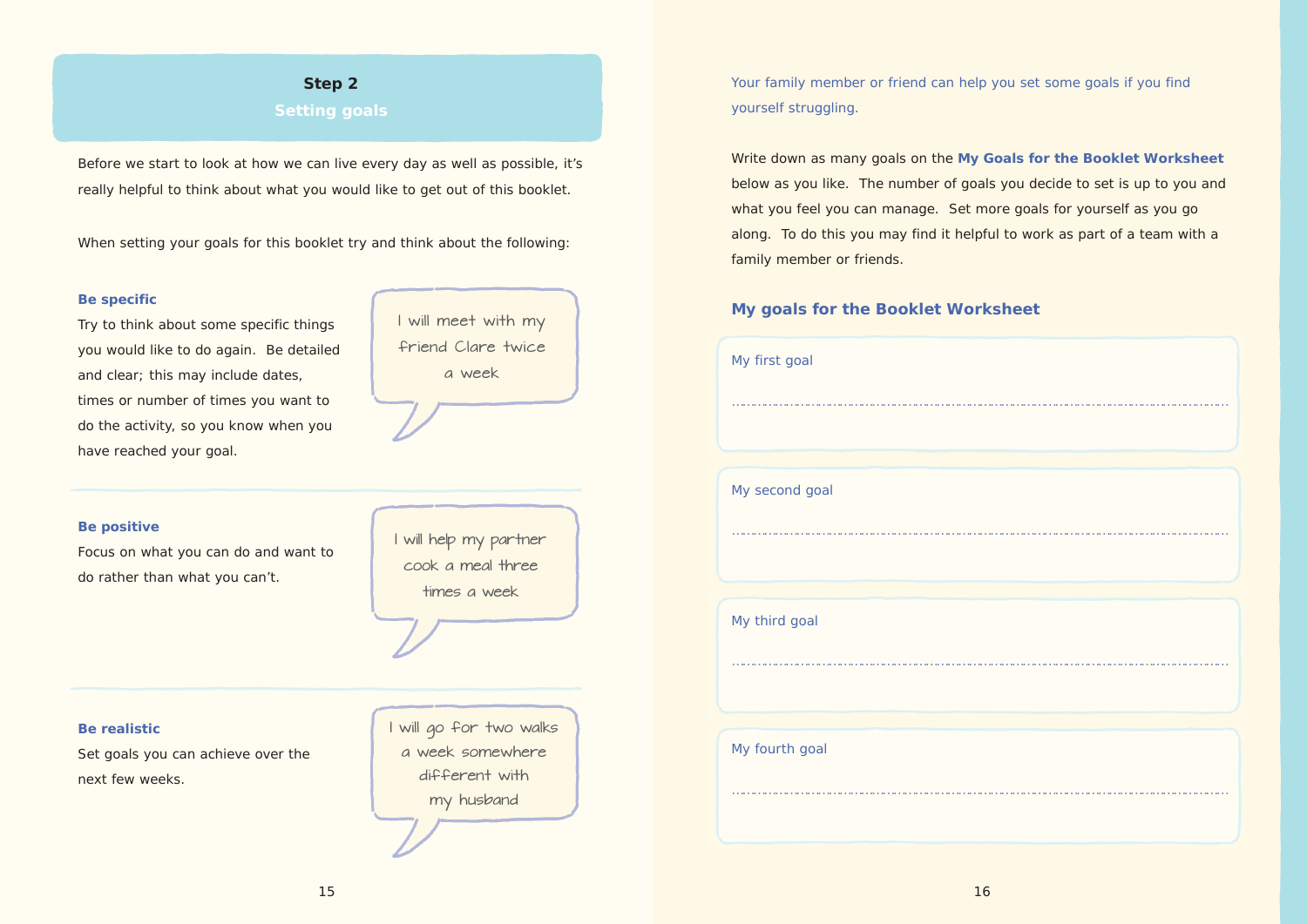## Step 2

### Setting goals

Before we start to look at how we can live every day as well as possible, it's really helpful to think about what you would like to get out of this booklet.

When setting your goals for this booklet try and think about the following:

**Be specific**

Try to think about some specific things you would like to do again. Be detailed and clear; this may include dates, times or number of times you want to do the activity, so you know when you have reached your goal.

> I will meet with my friend Clare twice a week

**Be positive**

Focus on what you can do and want to do rather than what you can't.

> I will help my partner cook a meal three times a week

**Be realistic**

Set goals you can achieve over the next few weeks.

> I will go for two walks a week somewhere different with my husband

Your family member or friend can help you set some goals if you find yourself struggling.

Write down as many goals on the **My Goals for the Booklet Worksheet** below as you like. The number of goals you decide to set is up to you and what you feel you can manage. Set more goals for yourself as you go along. To do this you may find it helpful to work as part of a team with a family member or friends.

### My goals for the Booklet Worksheet

My first goal

..............................................................................................................

My second goal

..............................................................................................................

My third goal

..............................................................................................................

My fourth goal

..............................................................................................................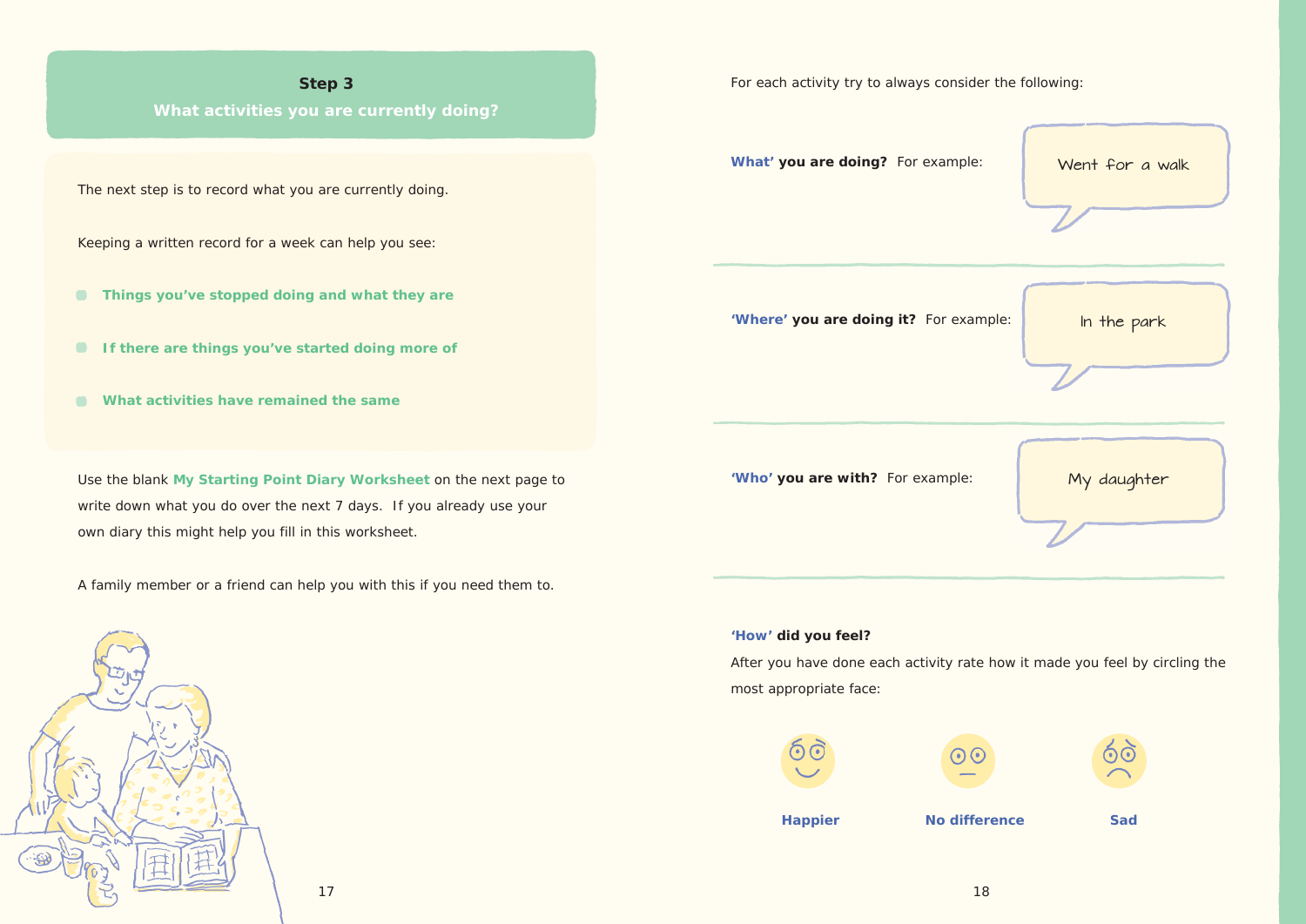## Step 3

### What activities you are currently doing?

The next step is to record what you are currently doing.

Keeping a written record for a week can help you see:

- **Things you've stopped doing and what they are**
- **If there are things you've started doing more of**
- **What activities have remained the same**

Use the blank **My Starting Point Diary Worksheet** on the next page to write down what you do over the next 7 days. If you already use your own diary this might help you fill in this worksheet.

A family member or a friend can help you with this if you need them to.

For each activity try to always consider the following:

**'What' you are doing?** For example: Went for a walk

**'Where' you are doing it?** For example: In the park

**'Who' you are with?** For example: My daughter

**'How' did you feel?**

After you have done each activity rate how it made you feel by circling the most appropriate face:

**Happier** | **No difference** | **Sad**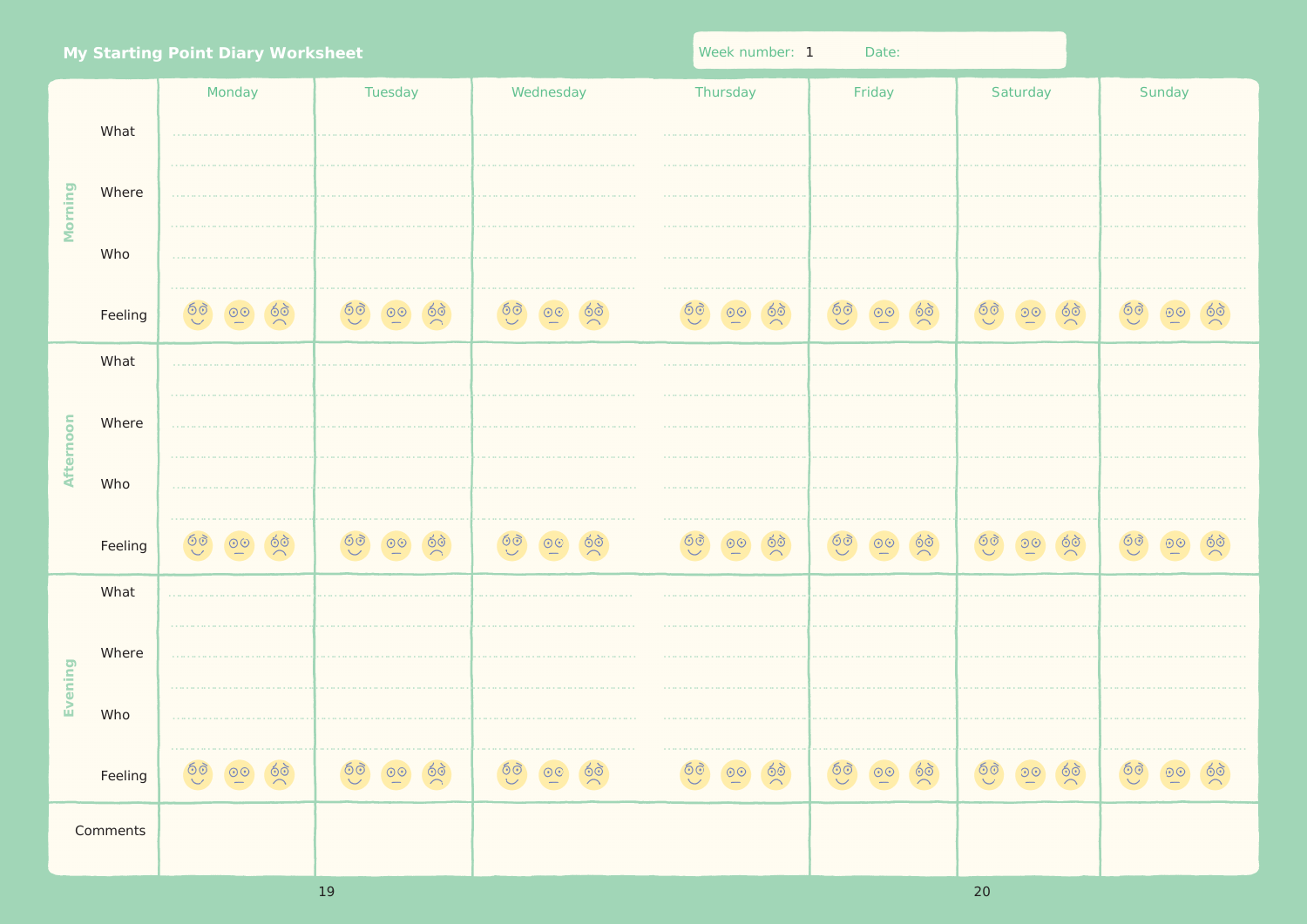## My Starting Point Diary Worksheet

Week number: 1 Date:

| | | Monday | Tuesday | Wednesday | Thursday | Friday | Saturday | Sunday |
|---|---|---|---|---|---|---|---|---|
| Morning | What | | | | | | | |
| | Where | | | | | | | |
| | Who | | | | | | | |
| | Feeling | | | | | | | |
| Afternoon | What | | | | | | | |
| | Where | | | | | | | |
| | Who | | | | | | | |
| | Feeling | | | | | | | |
| Evening | What | | | | | | | |
| | Where | | | | | | | |
| | Who | | | | | | | |
| | Feeling | | | | | | | |
| Comments | | | | | | | | |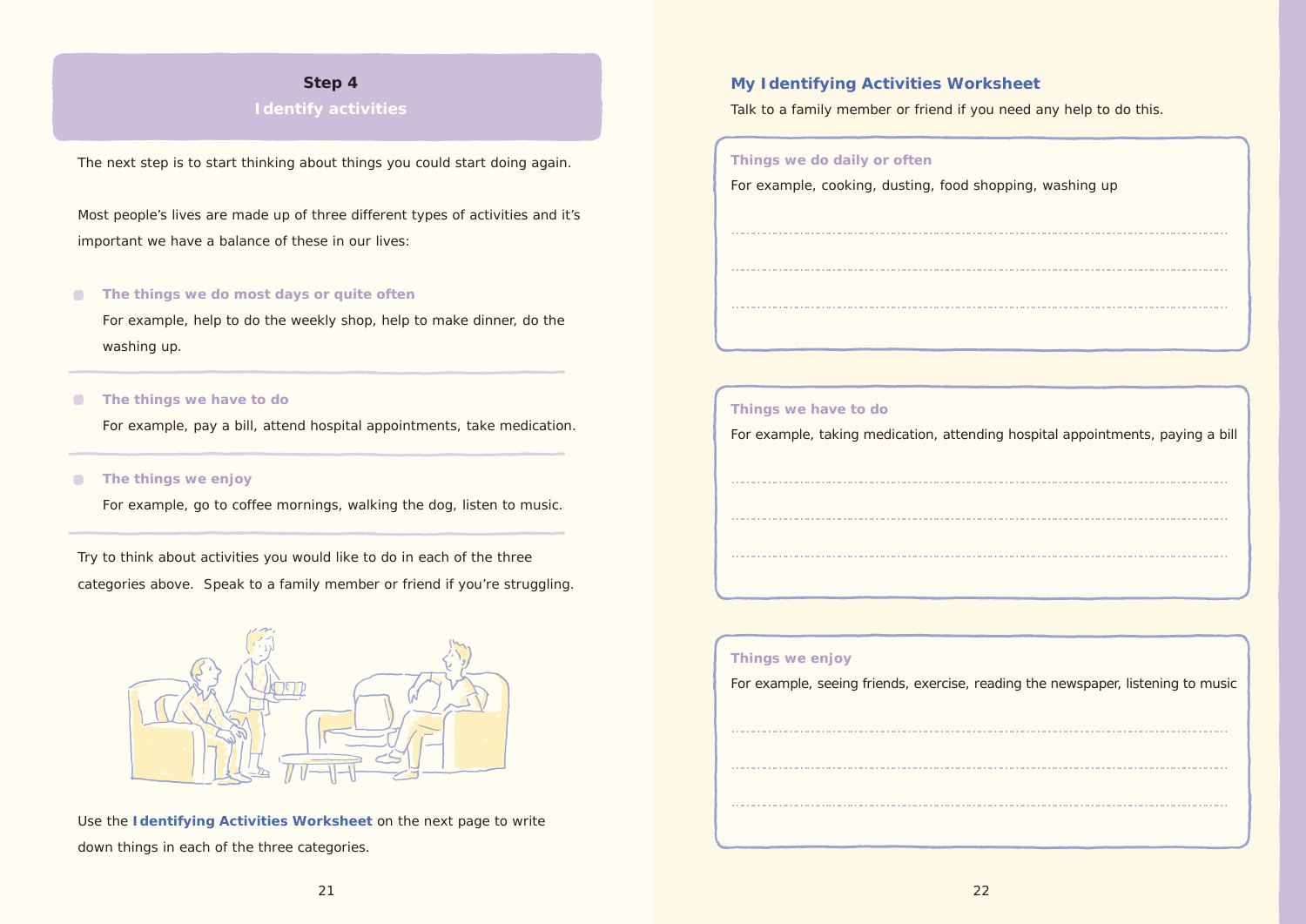## Step 4
### Identify activities

The next step is to start thinking about things you could start doing again.

Most people's lives are made up of three different types of activities and it's important we have a balance of these in our lives:

- **The things we do most days or quite often**
  For example, help to do the weekly shop, help to make dinner, do the washing up.

- **The things we have to do**
  For example, pay a bill, attend hospital appointments, take medication.

- **The things we enjoy**
  For example, go to coffee mornings, walking the dog, listen to music.

Try to think about activities you would like to do in each of the three categories above. Speak to a family member or friend if you're struggling.

Use the **Identifying Activities Worksheet** on the next page to write down things in each of the three categories.

## My Identifying Activities Worksheet

Talk to a family member or friend if you need any help to do this.

**Things we do daily or often**

For example, cooking, dusting, food shopping, washing up

..........................................................................................

..........................................................................................

..........................................................................................

**Things we have to do**

For example, taking medication, attending hospital appointments, paying a bill

..........................................................................................

..........................................................................................

..........................................................................................

**Things we enjoy**

For example, seeing friends, exercise, reading the newspaper, listening to music

..........................................................................................

..........................................................................................

..........................................................................................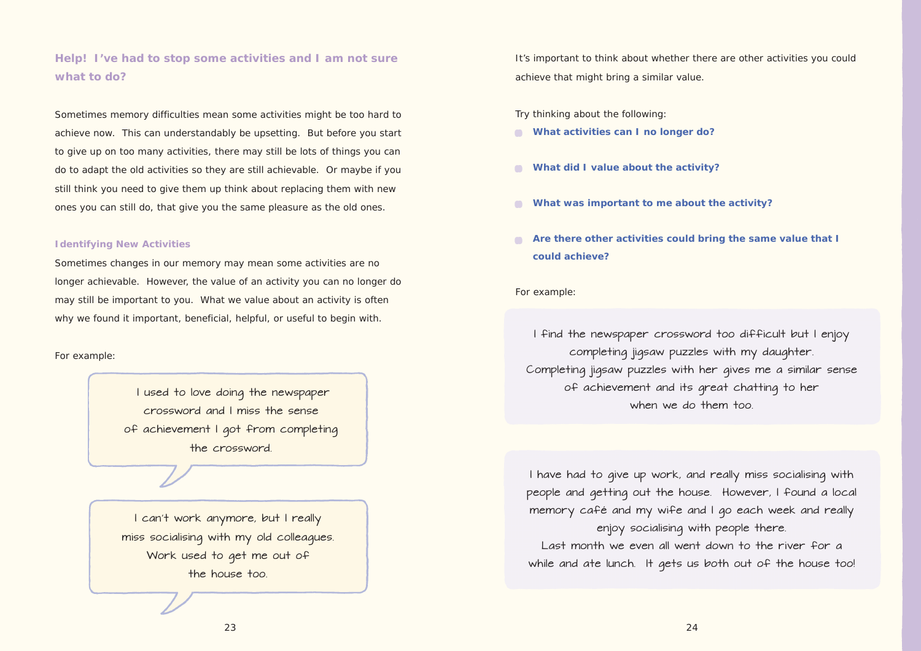## Help! I've had to stop some activities and I am not sure what to do?

Sometimes memory difficulties mean some activities might be too hard to achieve now. This can understandably be upsetting. But before you start to give up on too many activities, there may still be lots of things you can do to adapt the old activities so they are still achievable. Or maybe if you still think you need to give them up think about replacing them with new ones you can still do, that give you the same pleasure as the old ones.

### Identifying New Activities

Sometimes changes in our memory may mean some activities are no longer achievable. However, the value of an activity you can no longer do may still be important to you. What we value about an activity is often why we found it important, beneficial, helpful, or useful to begin with.

For example:

> I used to love doing the newspaper crossword and I miss the sense of achievement I got from completing the crossword.

> I can't work anymore, but I really miss socialising with my old colleagues. Work used to get me out of the house too.

It's important to think about whether there are other activities you could achieve that might bring a similar value.

Try thinking about the following:

- **What activities can I no longer do?**
- **What did I value about the activity?**
- **What was important to me about the activity?**
- **Are there other activities could bring the same value that I could achieve?**

For example:

> I find the newspaper crossword too difficult but I enjoy completing jigsaw puzzles with my daughter. Completing jigsaw puzzles with her gives me a similar sense of achievement and its great chatting to her when we do them too.

> I have had to give up work, and really miss socialising with people and getting out the house. However, I found a local memory café and my wife and I go each week and really enjoy socialising with people there. Last month we even all went down to the river for a while and ate lunch. It gets us both out of the house too!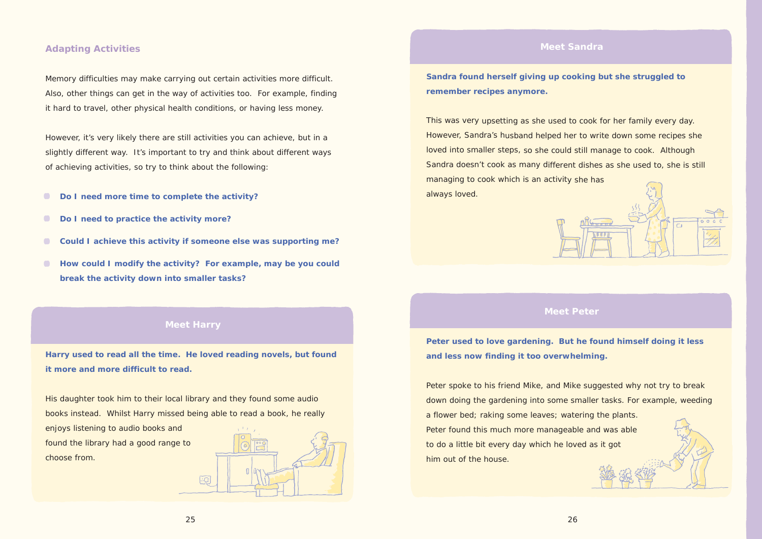## Adapting Activities

Memory difficulties may make carrying out certain activities more difficult. Also, other things can get in the way of activities too. For example, finding it hard to travel, other physical health conditions, or having less money.

However, it's very likely there are still activities you can achieve, but in a slightly different way. It's important to try and think about different ways of achieving activities, so try to think about the following:

- **Do I need more time to complete the activity?**
- **Do I need to practice the activity more?**
- **Could I achieve this activity if someone else was supporting me?**
- **How could I modify the activity? For example, may be you could break the activity down into smaller tasks?**

### Meet Harry

**Harry used to read all the time. He loved reading novels, but found it more and more difficult to read.**

His daughter took him to their local library and they found some audio books instead. Whilst Harry missed being able to read a book, he really enjoys listening to audio books and found the library had a good range to choose from.

### Meet Sandra

**Sandra found herself giving up cooking but she struggled to remember recipes anymore.**

This was very upsetting as she used to cook for her family every day. However, Sandra's husband helped her to write down some recipes she loved into smaller steps, so she could still manage to cook. Although Sandra doesn't cook as many different dishes as she used to, she is still managing to cook which is an activity she has always loved.

### Meet Peter

**Peter used to love gardening. But he found himself doing it less and less now finding it too overwhelming.**

Peter spoke to his friend Mike, and Mike suggested why not try to break down doing the gardening into some smaller tasks. For example, weeding a flower bed; raking some leaves; watering the plants. Peter found this much more manageable and was able to do a little bit every day which he loved as it got him out of the house.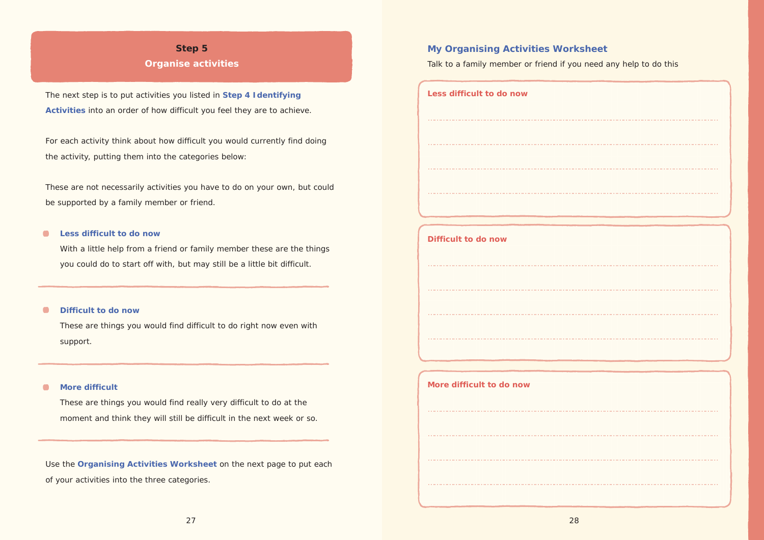## Step 5

## Organise activities

The next step is to put activities you listed in **Step 4 Identifying Activities** into an order of how difficult you feel they are to achieve.

For each activity think about how difficult you would currently find doing the activity, putting them into the categories below:

These are not necessarily activities you have to do on your own, but could be supported by a family member or friend.

- **Less difficult to do now**
  With a little help from a friend or family member these are the things you could do to start off with, but may still be a little bit difficult.

---

- **Difficult to do now**
  These are things you would find difficult to do right now even with support.

---

- **More difficult**
  These are things you would find really very difficult to do at the moment and think they will still be difficult in the next week or so.

---

Use the **Organising Activities Worksheet** on the next page to put each of your activities into the three categories.

### My Organising Activities Worksheet

Talk to a family member or friend if you need any help to do this

**Less difficult to do now**

..........................................................................................

..........................................................................................

..........................................................................................

..........................................................................................

**Difficult to do now**

..........................................................................................

..........................................................................................

..........................................................................................

..........................................................................................

**More difficult to do now**

..........................................................................................

..........................................................................................

..........................................................................................

..........................................................................................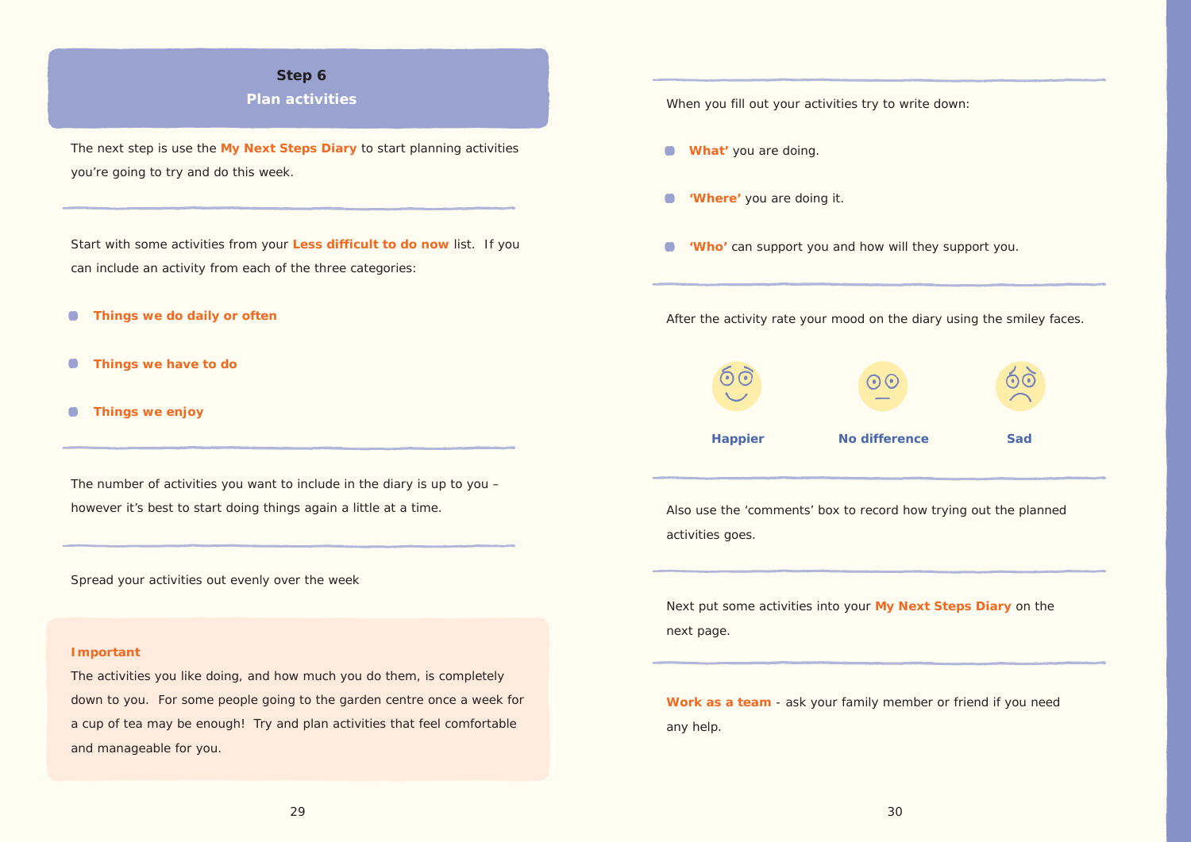## Step 6
## Plan activities

The next step is use the **My Next Steps Diary** to start planning activities you're going to try and do this week.

Start with some activities from your **Less difficult to do now** list. If you can include an activity from each of the three categories:

- **Things we do daily or often**
- **Things we have to do**
- **Things we enjoy**

The number of activities you want to include in the diary is up to you – however it's best to start doing things again a little at a time.

Spread your activities out evenly over the week

**Important**

The activities you like doing, and how much you do them, is completely down to you. For some people going to the garden centre once a week for a cup of tea may be enough! Try and plan activities that feel comfortable and manageable for you.

When you fill out your activities try to write down:

- **What'** you are doing.
- **'Where'** you are doing it.
- **'Who'** can support you and how will they support you.

After the activity rate your mood on the diary using the smiley faces.

**Happier** | **No difference** | **Sad**

Also use the 'comments' box to record how trying out the planned activities goes.

Next put some activities into your **My Next Steps Diary** on the next page.

**Work as a team** - ask your family member or friend if you need any help.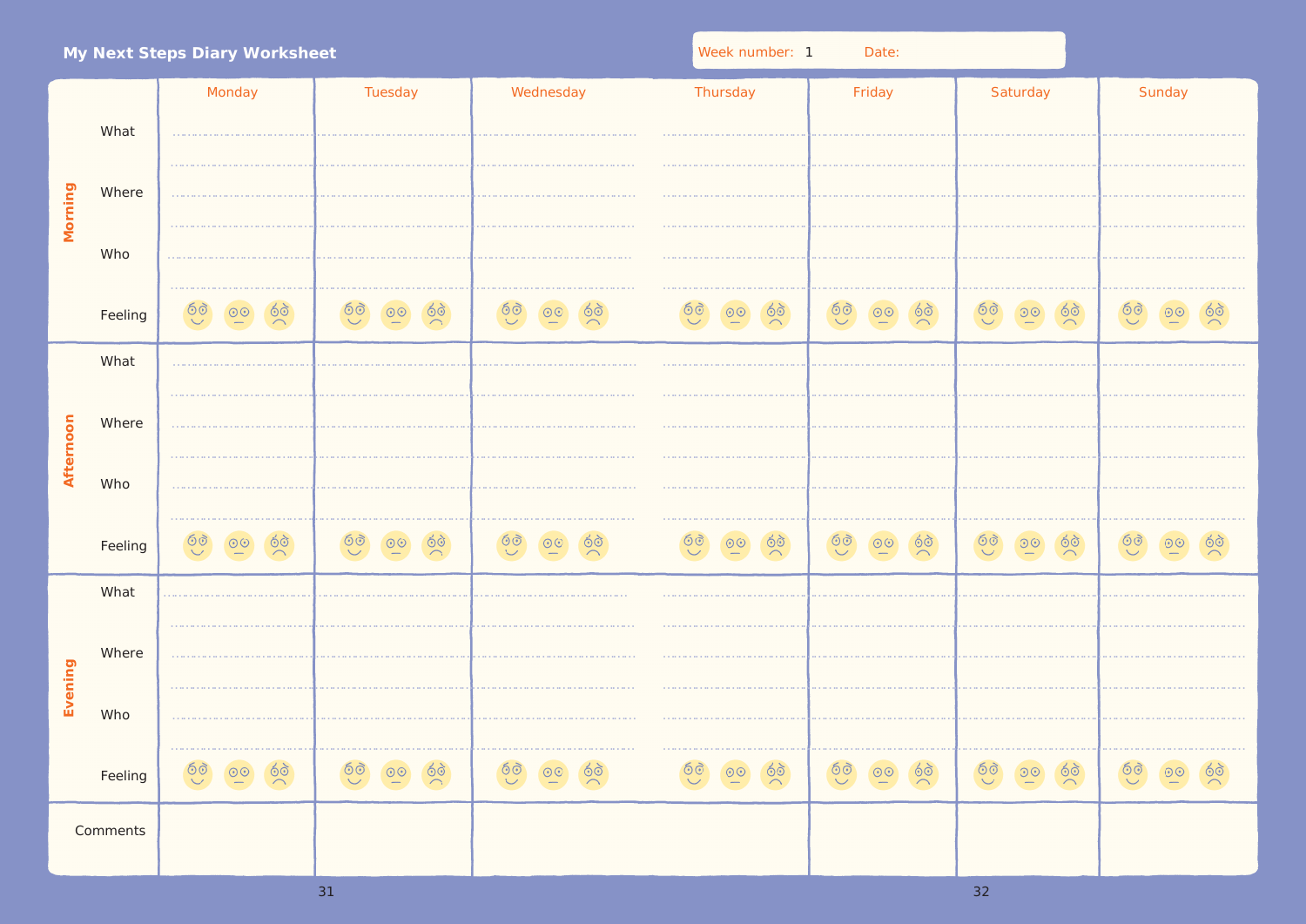## My Next Steps Diary Worksheet

Week number: 1 Date:

| | | Monday | Tuesday | Wednesday | Thursday | Friday | Saturday | Sunday |
|---|---|---|---|---|---|---|---|---|
| **Morning** | What | | | | | | | |
| | Where | | | | | | | |
| | Who | | | | | | | |
| | Feeling | | | | | | | |
| **Afternoon** | What | | | | | | | |
| | Where | | | | | | | |
| | Who | | | | | | | |
| | Feeling | | | | | | | |
| **Evening** | What | | | | | | | |
| | Where | | | | | | | |
| | Who | | | | | | | |
| | Feeling | | | | | | | |
| Comments | | | | | | | | |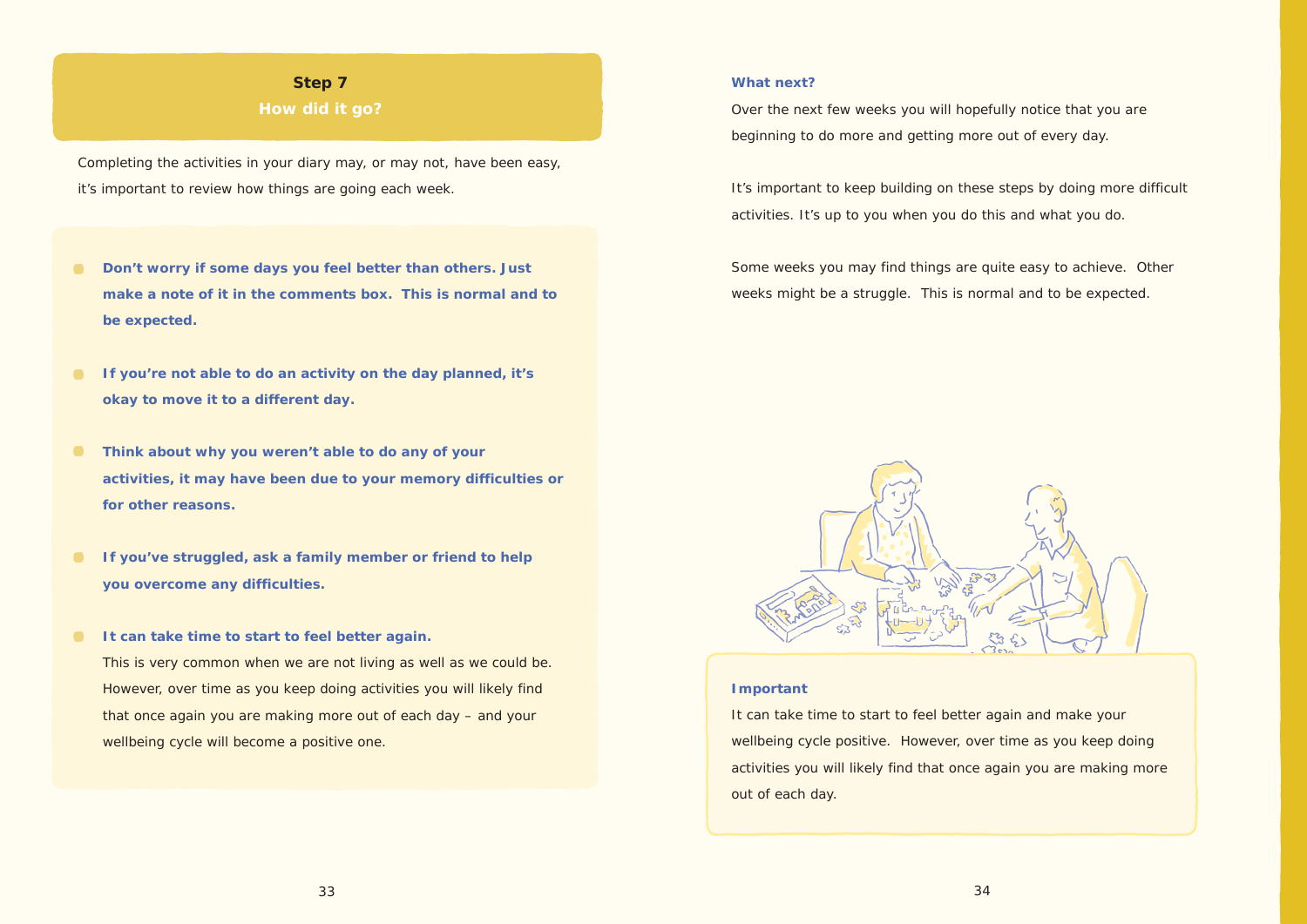## Step 7
### How did it go?

Completing the activities in your diary may, or may not, have been easy, it's important to review how things are going each week.

- **Don't worry if some days you feel better than others. Just make a note of it in the comments box. This is normal and to be expected.**
- **If you're not able to do an activity on the day planned, it's okay to move it to a different day.**
- **Think about why you weren't able to do any of your activities, it may have been due to your memory difficulties or for other reasons.**
- **If you've struggled, ask a family member or friend to help you overcome any difficulties.**
- **It can take time to start to feel better again.**
  This is very common when we are not living as well as we could be. However, over time as you keep doing activities you will likely find that once again you are making more out of each day – and your wellbeing cycle will become a positive one.

**What next?**

Over the next few weeks you will hopefully notice that you are beginning to do more and getting more out of every day.

It's important to keep building on these steps by doing more difficult activities. It's up to you when you do this and what you do.

Some weeks you may find things are quite easy to achieve. Other weeks might be a struggle. This is normal and to be expected.

**Important**

It can take time to start to feel better again and make your wellbeing cycle positive. However, over time as you keep doing activities you will likely find that once again you are making more out of each day.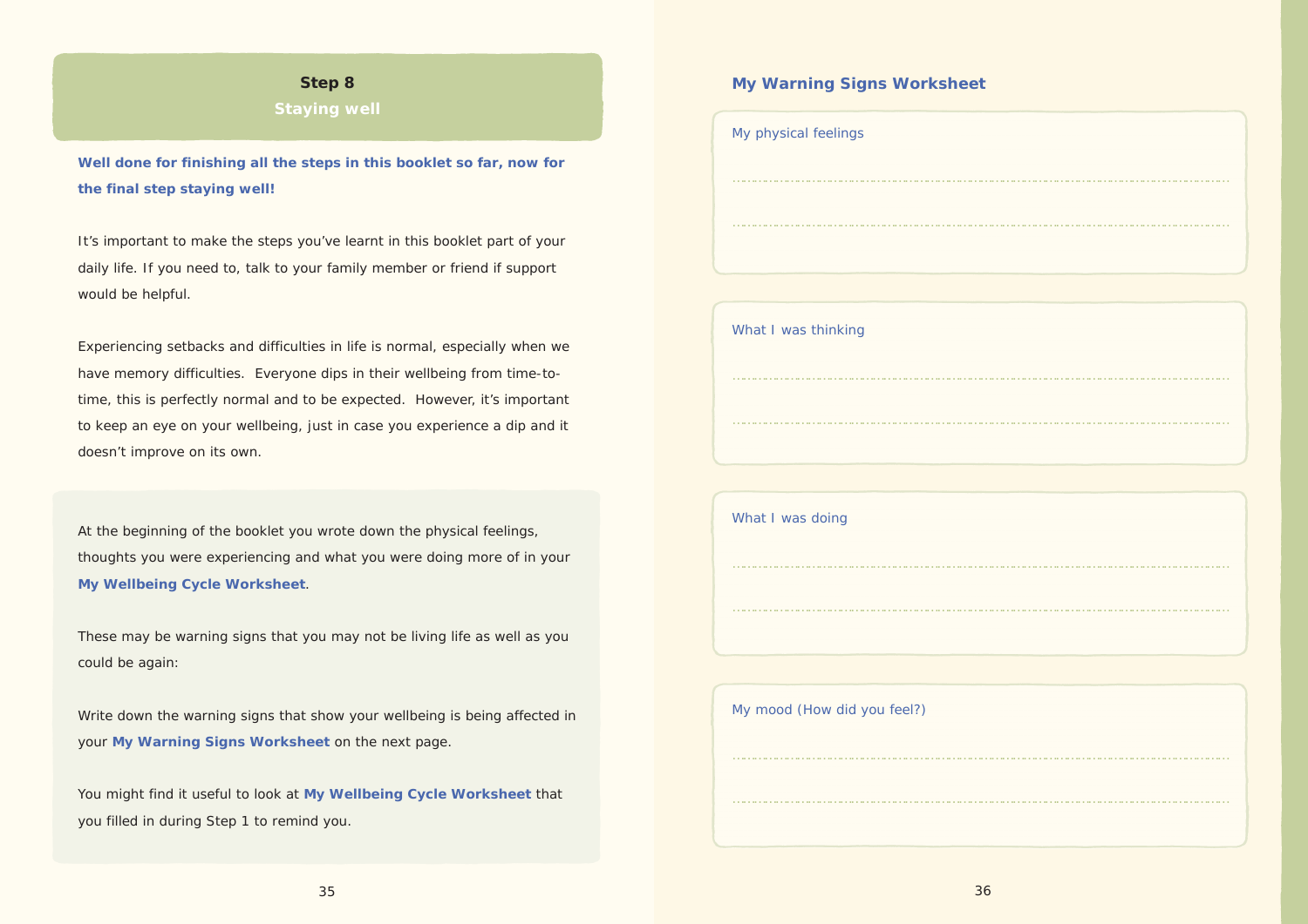## Step 8

## Staying well

**Well done for finishing all the steps in this booklet so far, now for the final step staying well!**

It's important to make the steps you've learnt in this booklet part of your daily life. If you need to, talk to your family member or friend if support would be helpful.

Experiencing setbacks and difficulties in life is normal, especially when we have memory difficulties. Everyone dips in their wellbeing from time-to-time, this is perfectly normal and to be expected. However, it's important to keep an eye on your wellbeing, just in case you experience a dip and it doesn't improve on its own.

At the beginning of the booklet you wrote down the physical feelings, thoughts you were experiencing and what you were doing more of in your **My Wellbeing Cycle Worksheet**.

These may be warning signs that you may not be living life as well as you could be again:

Write down the warning signs that show your wellbeing is being affected in your **My Warning Signs Worksheet** on the next page.

You might find it useful to look at **My Wellbeing Cycle Worksheet** that you filled in during Step 1 to remind you.

## My Warning Signs Worksheet

My physical feelings

........................................................................................................

........................................................................................................

What I was thinking

........................................................................................................

........................................................................................................

What I was doing

........................................................................................................

........................................................................................................

My mood (How did you feel?)

........................................................................................................

........................................................................................................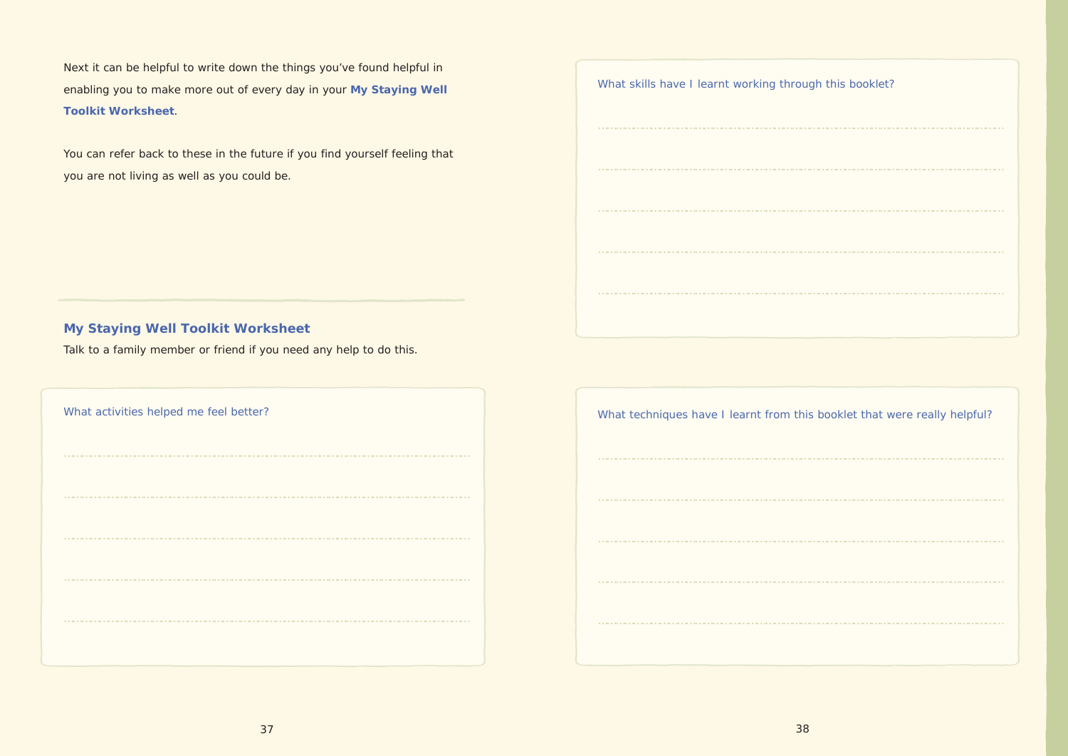Next it can be helpful to write down the things you've found helpful in enabling you to make more out of every day in your **My Staying Well Toolkit Worksheet**.

You can refer back to these in the future if you find yourself feeling that you are not living as well as you could be.

## My Staying Well Toolkit Worksheet

Talk to a family member or friend if you need any help to do this.

What activities helped me feel better?

..............................................................................................................

..............................................................................................................

..............................................................................................................

..............................................................................................................

..............................................................................................................

What skills have I learnt working through this booklet?

..............................................................................................................

..............................................................................................................

..............................................................................................................

..............................................................................................................

..............................................................................................................

What techniques have I learnt from this booklet that were really helpful?

..............................................................................................................

..............................................................................................................

..............................................................................................................

..............................................................................................................

..............................................................................................................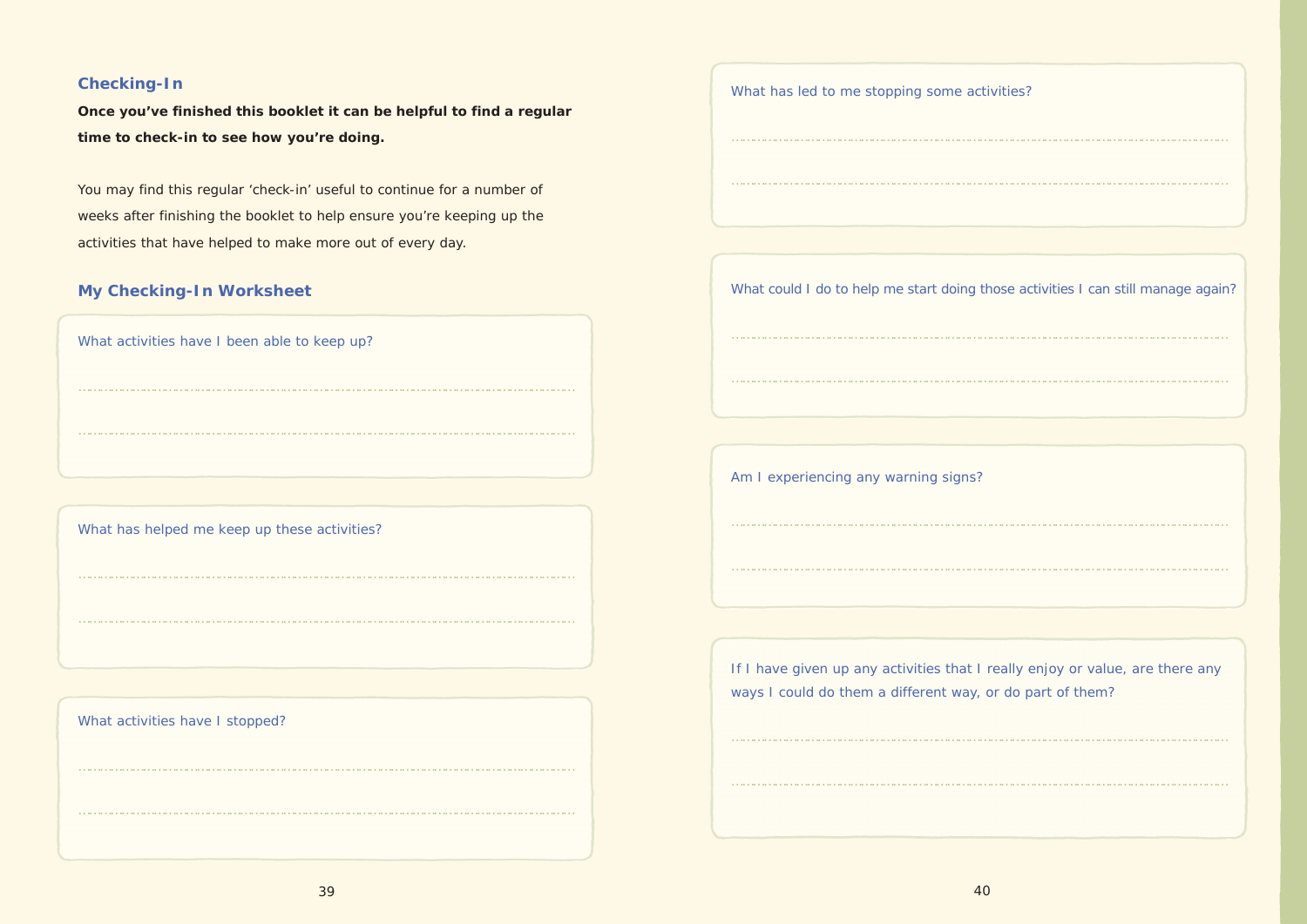## Checking-In

**Once you've finished this booklet it can be helpful to find a regular time to check-in to see how you're doing.**

You may find this regular 'check-in' useful to continue for a number of weeks after finishing the booklet to help ensure you're keeping up the activities that have helped to make more out of every day.

## My Checking-In Worksheet

What activities have I been able to keep up?

..............................................................................................................

..............................................................................................................

What has helped me keep up these activities?

..............................................................................................................

..............................................................................................................

What activities have I stopped?

..............................................................................................................

..............................................................................................................

What has led to me stopping some activities?

..............................................................................................................

..............................................................................................................

What could I do to help me start doing those activities I can still manage again?

..............................................................................................................

..............................................................................................................

Am I experiencing any warning signs?

..............................................................................................................

..............................................................................................................

If I have given up any activities that I really enjoy or value, are there any ways I could do them a different way, or do part of them?

..............................................................................................................

..............................................................................................................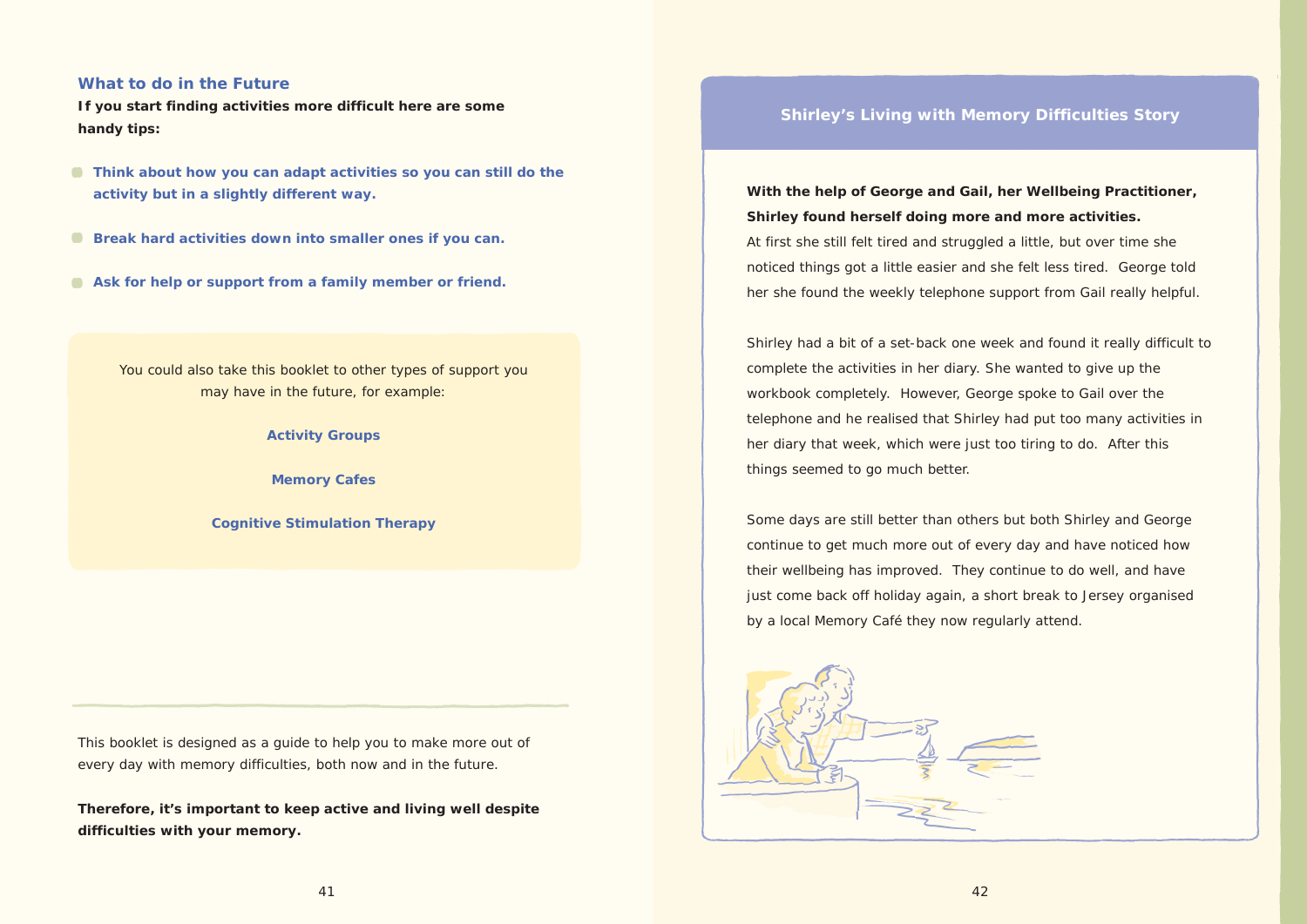## What to do in the Future

**If you start finding activities more difficult here are some handy tips:**

- **Think about how you can adapt activities so you can still do the activity but in a slightly different way.**
- **Break hard activities down into smaller ones if you can.**
- **Ask for help or support from a family member or friend.**

You could also take this booklet to other types of support you may have in the future, for example:

**Activity Groups**

**Memory Cafes**

**Cognitive Stimulation Therapy**

---

This booklet is designed as a guide to help you to make more out of every day with memory difficulties, both now and in the future.

**Therefore, it's important to keep active and living well despite difficulties with your memory.**

## Shirley's Living with Memory Difficulties Story

**With the help of George and Gail, her Wellbeing Practitioner, Shirley found herself doing more and more activities.** At first she still felt tired and struggled a little, but over time she noticed things got a little easier and she felt less tired. George told her she found the weekly telephone support from Gail really helpful.

Shirley had a bit of a set-back one week and found it really difficult to complete the activities in her diary. She wanted to give up the workbook completely. However, George spoke to Gail over the telephone and he realised that Shirley had put too many activities in her diary that week, which were just too tiring to do. After this things seemed to go much better.

Some days are still better than others but both Shirley and George continue to get much more out of every day and have noticed how their wellbeing has improved. They continue to do well, and have just come back off holiday again, a short break to Jersey organised by a local Memory Café they now regularly attend.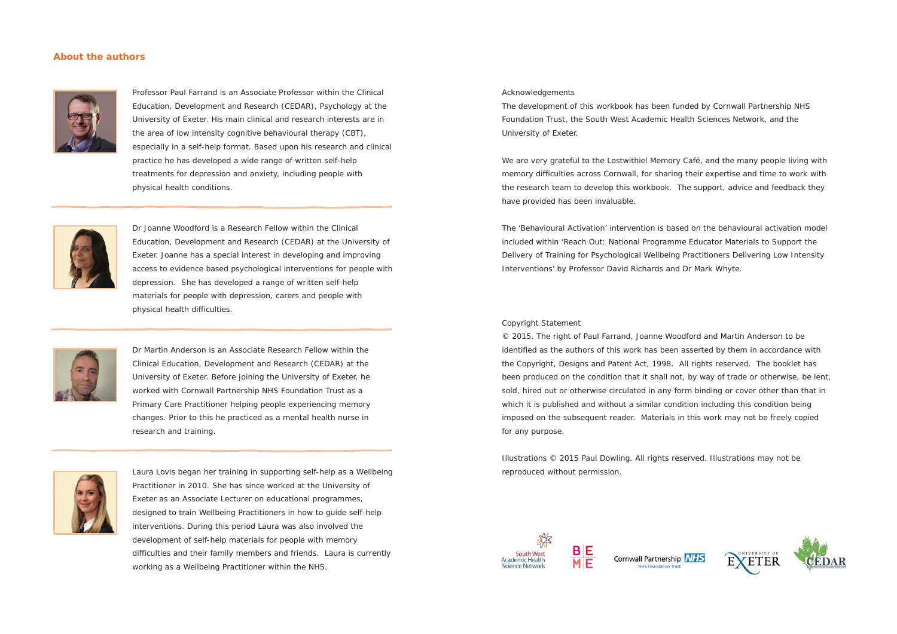## About the authors

Professor Paul Farrand is an Associate Professor within the Clinical Education, Development and Research (CEDAR), Psychology at the University of Exeter. His main clinical and research interests are in the area of low intensity cognitive behavioural therapy (CBT), especially in a self-help format. Based upon his research and clinical practice he has developed a wide range of written self-help treatments for depression and anxiety, including people with physical health conditions.

Dr Joanne Woodford is a Research Fellow within the Clinical Education, Development and Research (CEDAR) at the University of Exeter. Joanne has a special interest in developing and improving access to evidence based psychological interventions for people with depression. She has developed a range of written self-help materials for people with depression, carers and people with physical health difficulties.

Dr Martin Anderson is an Associate Research Fellow within the Clinical Education, Development and Research (CEDAR) at the University of Exeter. Before joining the University of Exeter, he worked with Cornwall Partnership NHS Foundation Trust as a Primary Care Practitioner helping people experiencing memory changes. Prior to this he practiced as a mental health nurse in research and training.

Laura Lovis began her training in supporting self-help as a Wellbeing Practitioner in 2010. She has since worked at the University of Exeter as an Associate Lecturer on educational programmes, designed to train Wellbeing Practitioners in how to guide self-help interventions. During this period Laura was also involved the development of self-help materials for people with memory difficulties and their family members and friends. Laura is currently working as a Wellbeing Practitioner within the NHS.

Acknowledgements

The development of this workbook has been funded by Cornwall Partnership NHS Foundation Trust, the South West Academic Health Sciences Network, and the University of Exeter.

We are very grateful to the Lostwithiel Memory Café, and the many people living with memory difficulties across Cornwall, for sharing their expertise and time to work with the research team to develop this workbook. The support, advice and feedback they have provided has been invaluable.

The 'Behavioural Activation' intervention is based on the behavioural activation model included within 'Reach Out: National Programme Educator Materials to Support the Delivery of Training for Psychological Wellbeing Practitioners Delivering Low Intensity Interventions' by Professor David Richards and Dr Mark Whyte.

Copyright Statement

© 2015. The right of Paul Farrand, Joanne Woodford and Martin Anderson to be identified as the authors of this work has been asserted by them in accordance with the Copyright, Designs and Patent Act, 1998. All rights reserved. The booklet has been produced on the condition that it shall not, by way of trade or otherwise, be lent, sold, hired out or otherwise circulated in any form binding or cover other than that in which it is published and without a similar condition including this condition being imposed on the subsequent reader. Materials in this work may not be freely copied for any purpose.

Illustrations © 2015 Paul Dowling. All rights reserved. Illustrations may not be reproduced without permission.

South West Academic Health Science Network

BE ME

Cornwall Partnership NHS Foundation Trust

UNIVERSITY OF EXETER

CEDAR